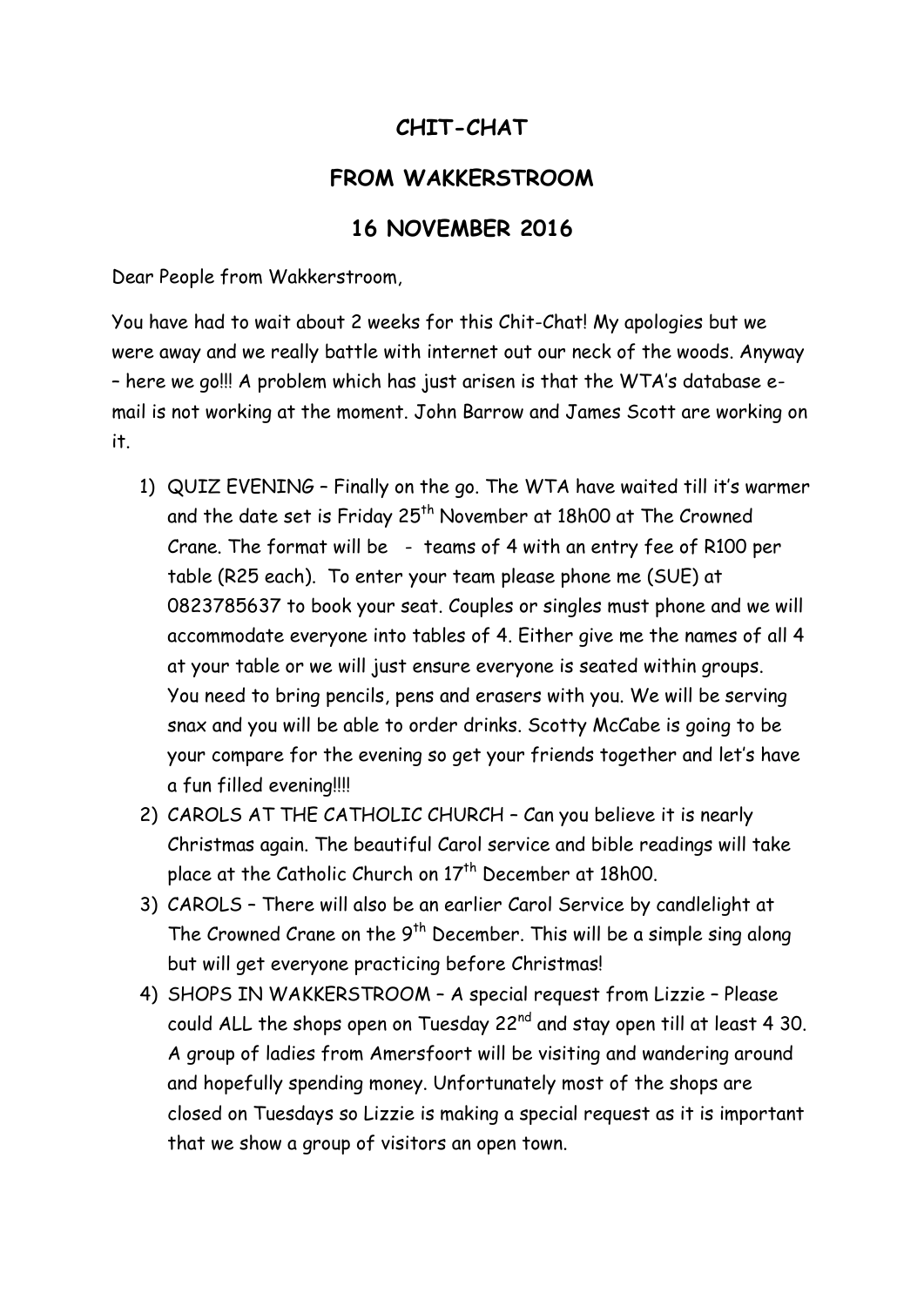# CHIT-CHAT

# FROM WAKKERSTROOM

# 16 NOVEMBER 2016

Dear People from Wakkerstroom,

You have had to wait about 2 weeks for this Chit-Chat! My apologies but we were away and we really battle with internet out our neck of the woods. Anyway – here we go!!! A problem which has just arisen is that the WTA's database e-mail is not working at the moment. John Barrow and James Scott are working on it.

1) QUIZ EVENING – Finally on the go. The WTA have waited till it's warmer and the date set is Friday 25th November at 18h00 at The Crowned Crane. The format will be - teams of 4 with an entry fee of R100 per table (R25 each). To enter your team please phone me (SUE) at 0823785637 to book your seat. Couples or singles must phone and we will accommodate everyone into tables of 4. Either give me the names of all 4 at your table or we will just ensure everyone is seated within groups. You need to bring pencils, pens and erasers with you. We will be serving snax and you will be able to order drinks. Scotty McCabe is going to be your compare for the evening so get your friends together and let's have a fun filled evening!!!!
2) CAROLS AT THE CATHOLIC CHURCH – Can you believe it is nearly Christmas again. The beautiful Carol service and bible readings will take place at the Catholic Church on 17th December at 18h00.
3) CAROLS – There will also be an earlier Carol Service by candlelight at The Crowned Crane on the 9th December. This will be a simple sing along but will get everyone practicing before Christmas!
4) SHOPS IN WAKKERSTROOM – A special request from Lizzie – Please could ALL the shops open on Tuesday 22nd and stay open till at least 4 30. A group of ladies from Amersfoort will be visiting and wandering around and hopefully spending money. Unfortunately most of the shops are closed on Tuesdays so Lizzie is making a special request as it is important that we show a group of visitors an open town.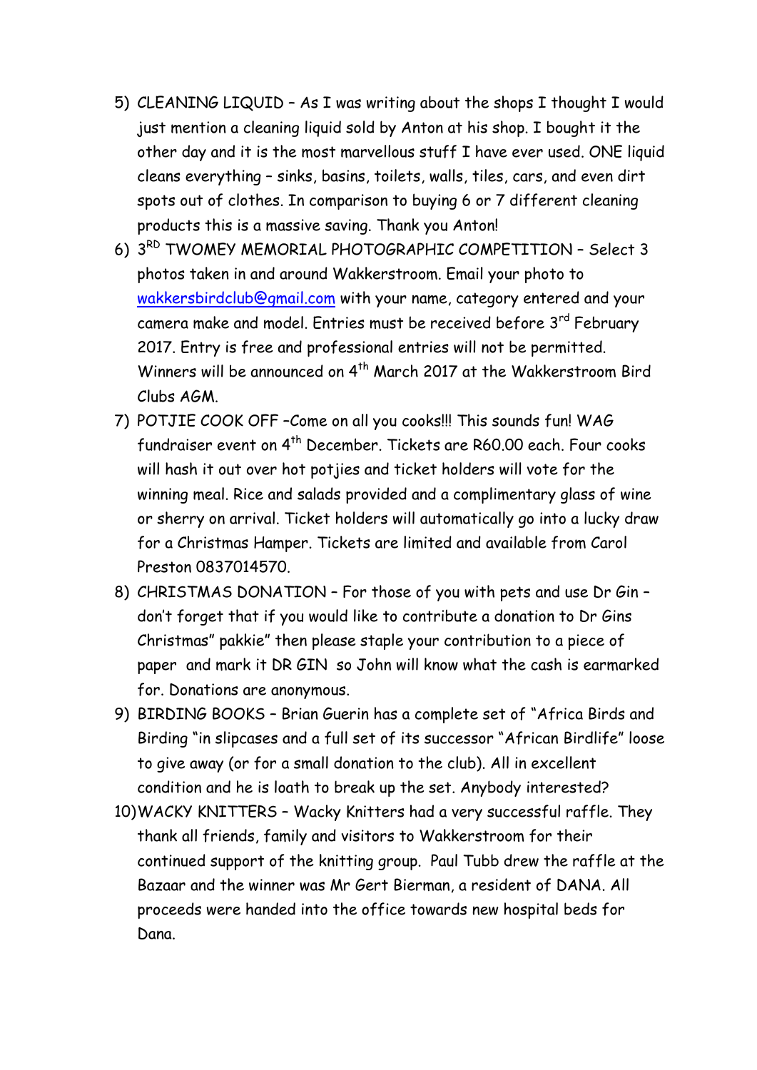5) CLEANING LIQUID – As I was writing about the shops I thought I would just mention a cleaning liquid sold by Anton at his shop. I bought it the other day and it is the most marvellous stuff I have ever used. ONE liquid cleans everything – sinks, basins, toilets, walls, tiles, cars, and even dirt spots out of clothes. In comparison to buying 6 or 7 different cleaning products this is a massive saving. Thank you Anton!
6) 3RD TWOMEY MEMORIAL PHOTOGRAPHIC COMPETITION – Select 3 photos taken in and around Wakkerstroom. Email your photo to wakkersbirdclub@gmail.com with your name, category entered and your camera make and model. Entries must be received before 3rd February 2017. Entry is free and professional entries will not be permitted. Winners will be announced on 4th March 2017 at the Wakkerstroom Bird Clubs AGM.
7) POTJIE COOK OFF –Come on all you cooks!!! This sounds fun! WAG fundraiser event on 4th December. Tickets are R60.00 each. Four cooks will hash it out over hot potjies and ticket holders will vote for the winning meal. Rice and salads provided and a complimentary glass of wine or sherry on arrival. Ticket holders will automatically go into a lucky draw for a Christmas Hamper. Tickets are limited and available from Carol Preston 0837014570.
8) CHRISTMAS DONATION – For those of you with pets and use Dr Gin – don't forget that if you would like to contribute a donation to Dr Gins Christmas" pakkie" then please staple your contribution to a piece of paper and mark it DR GIN so John will know what the cash is earmarked for. Donations are anonymous.
9) BIRDING BOOKS – Brian Guerin has a complete set of "Africa Birds and Birding "in slipcases and a full set of its successor "African Birdlife" loose to give away (or for a small donation to the club). All in excellent condition and he is loath to break up the set. Anybody interested?
10) WACKY KNITTERS – Wacky Knitters had a very successful raffle. They thank all friends, family and visitors to Wakkerstroom for their continued support of the knitting group. Paul Tubb drew the raffle at the Bazaar and the winner was Mr Gert Bierman, a resident of DANA. All proceeds were handed into the office towards new hospital beds for Dana.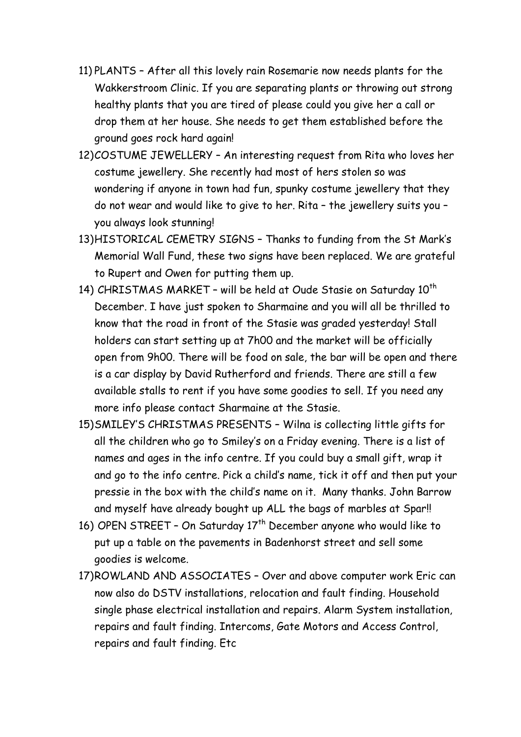11) PLANTS – After all this lovely rain Rosemarie now needs plants for the Wakkerstroom Clinic. If you are separating plants or throwing out strong healthy plants that you are tired of please could you give her a call or drop them at her house. She needs to get them established before the ground goes rock hard again!
12) COSTUME JEWELLERY – An interesting request from Rita who loves her costume jewellery. She recently had most of hers stolen so was wondering if anyone in town had fun, spunky costume jewellery that they do not wear and would like to give to her. Rita – the jewellery suits you – you always look stunning!
13) HISTORICAL CEMETRY SIGNS – Thanks to funding from the St Mark's Memorial Wall Fund, these two signs have been replaced. We are grateful to Rupert and Owen for putting them up.
14) CHRISTMAS MARKET – will be held at Oude Stasie on Saturday 10th December. I have just spoken to Sharmaine and you will all be thrilled to know that the road in front of the Stasie was graded yesterday! Stall holders can start setting up at 7h00 and the market will be officially open from 9h00. There will be food on sale, the bar will be open and there is a car display by David Rutherford and friends. There are still a few available stalls to rent if you have some goodies to sell. If you need any more info please contact Sharmaine at the Stasie.
15) SMILEY'S CHRISTMAS PRESENTS – Wilna is collecting little gifts for all the children who go to Smiley's on a Friday evening. There is a list of names and ages in the info centre. If you could buy a small gift, wrap it and go to the info centre. Pick a child's name, tick it off and then put your pressie in the box with the child's name on it. Many thanks. John Barrow and myself have already bought up ALL the bags of marbles at Spar!!
16) OPEN STREET – On Saturday 17th December anyone who would like to put up a table on the pavements in Badenhorst street and sell some goodies is welcome.
17) ROWLAND AND ASSOCIATES – Over and above computer work Eric can now also do DSTV installations, relocation and fault finding. Household single phase electrical installation and repairs. Alarm System installation, repairs and fault finding. Intercoms, Gate Motors and Access Control, repairs and fault finding. Etc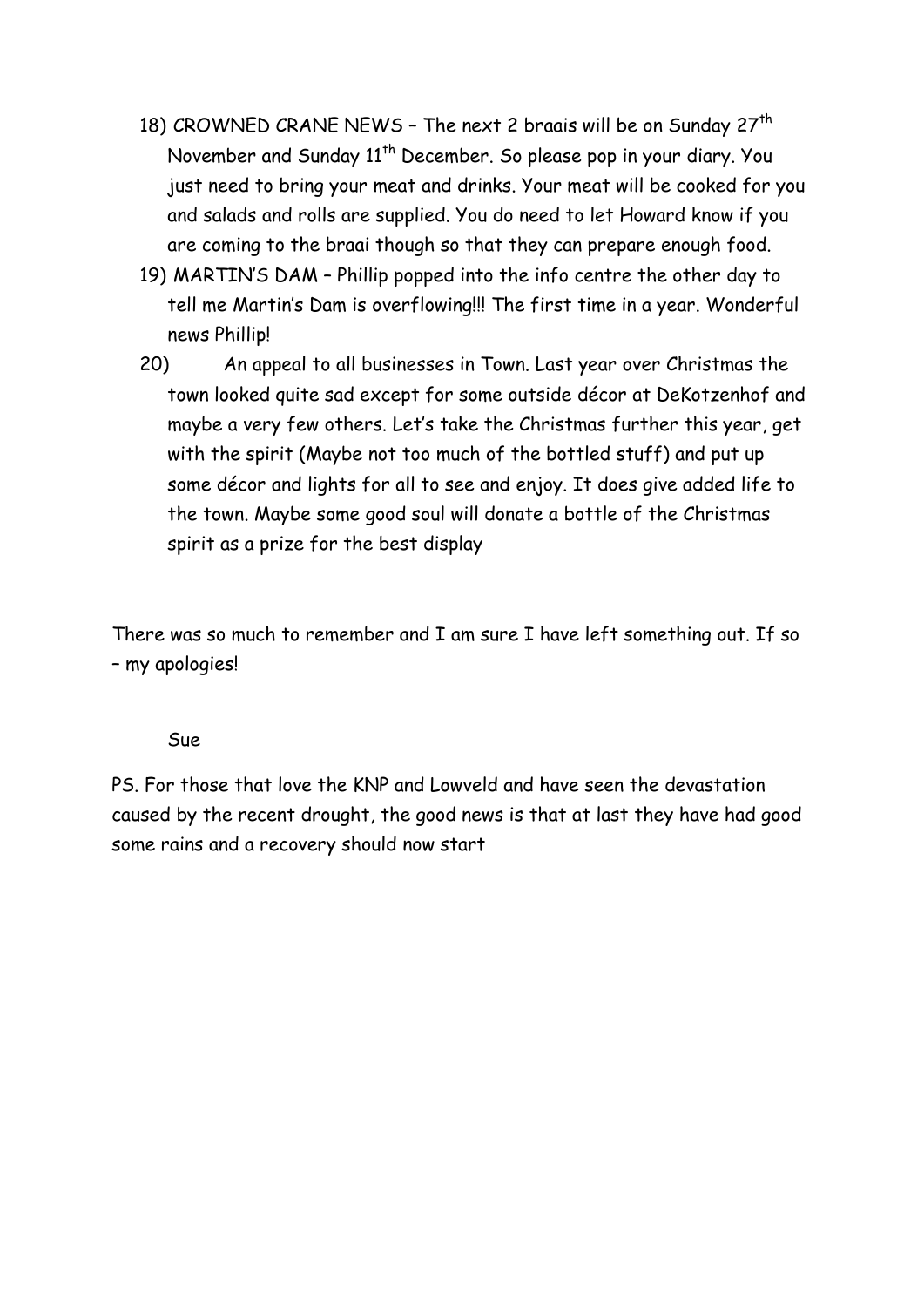18) CROWNED CRANE NEWS – The next 2 braais will be on Sunday 27th November and Sunday 11th December. So please pop in your diary. You just need to bring your meat and drinks. Your meat will be cooked for you and salads and rolls are supplied. You do need to let Howard know if you are coming to the braai though so that they can prepare enough food.

19) MARTIN'S DAM – Phillip popped into the info centre the other day to tell me Martin's Dam is overflowing!!! The first time in a year. Wonderful news Phillip!

20) An appeal to all businesses in Town. Last year over Christmas the town looked quite sad except for some outside décor at DeKotzenhof and maybe a very few others. Let's take the Christmas further this year, get with the spirit (Maybe not too much of the bottled stuff) and put up some décor and lights for all to see and enjoy. It does give added life to the town. Maybe some good soul will donate a bottle of the Christmas spirit as a prize for the best display

There was so much to remember and I am sure I have left something out. If so – my apologies!

Sue

PS. For those that love the KNP and Lowveld and have seen the devastation caused by the recent drought, the good news is that at last they have had good some rains and a recovery should now start